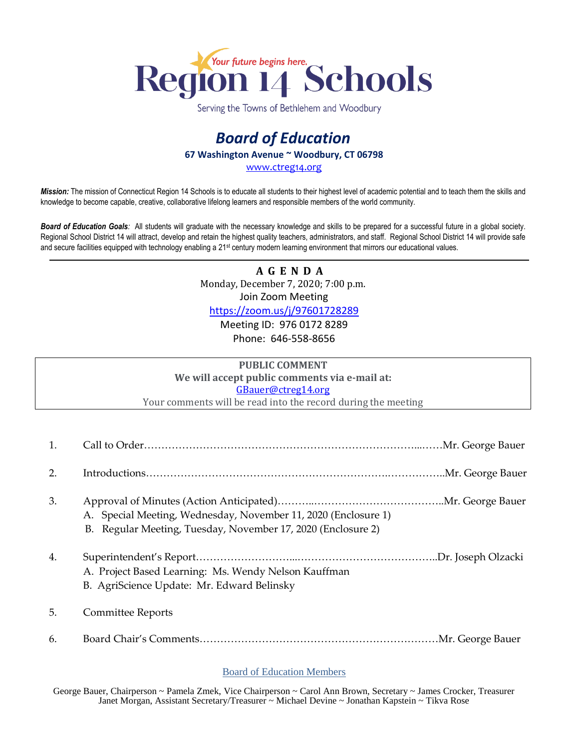# Region 14 Schools

*Your future begins here.*

Serving the Towns of Bethlehem and Woodbury

## *Board of Education*

**67 Washington Avenue ~ Woodbury, CT 06798**

www.ctreg14.org

***Mission:*** The mission of Connecticut Region 14 Schools is to educate all students to their highest level of academic potential and to teach them the skills and knowledge to become capable, creative, collaborative lifelong learners and responsible members of the world community.

***Board of Education Goals:*** All students will graduate with the necessary knowledge and skills to be prepared for a successful future in a global society. Regional School District 14 will attract, develop and retain the highest quality teachers, administrators, and staff. Regional School District 14 will provide safe and secure facilities equipped with technology enabling a 21st century modern learning environment that mirrors our educational values.

---

**A G E N D A**

Monday, December 7, 2020; 7:00 p.m.

Join Zoom Meeting

https://zoom.us/j/97601728289

Meeting ID: 976 0172 8289

Phone: 646-558-8656

**PUBLIC COMMENT**

**We will accept public comments via e-mail at:**

GBauer@ctreg14.org

Your comments will be read into the record during the meeting

1. Call to Order……………………………………………………………………...……Mr. George Bauer

2. Introductions…………………………………………………………….……………..Mr. George Bauer

3. Approval of Minutes (Action Anticipated)………..………………………………..Mr. George Bauer
   - A. Special Meeting, Wednesday, November 11, 2020 (Enclosure 1)
   - B. Regular Meeting, Tuesday, November 17, 2020 (Enclosure 2)

4. Superintendent's Report………………………...…………………………………..Dr. Joseph Olzacki
   - A. Project Based Learning: Ms. Wendy Nelson Kauffman
   - B. AgriScience Update: Mr. Edward Belinsky

5. Committee Reports

6. Board Chair's Comments……………………………………………………………Mr. George Bauer

Board of Education Members

George Bauer, Chairperson ~ Pamela Zmek, Vice Chairperson ~ Carol Ann Brown, Secretary ~ James Crocker, Treasurer
Janet Morgan, Assistant Secretary/Treasurer ~ Michael Devine ~ Jonathan Kapstein ~ Tikva Rose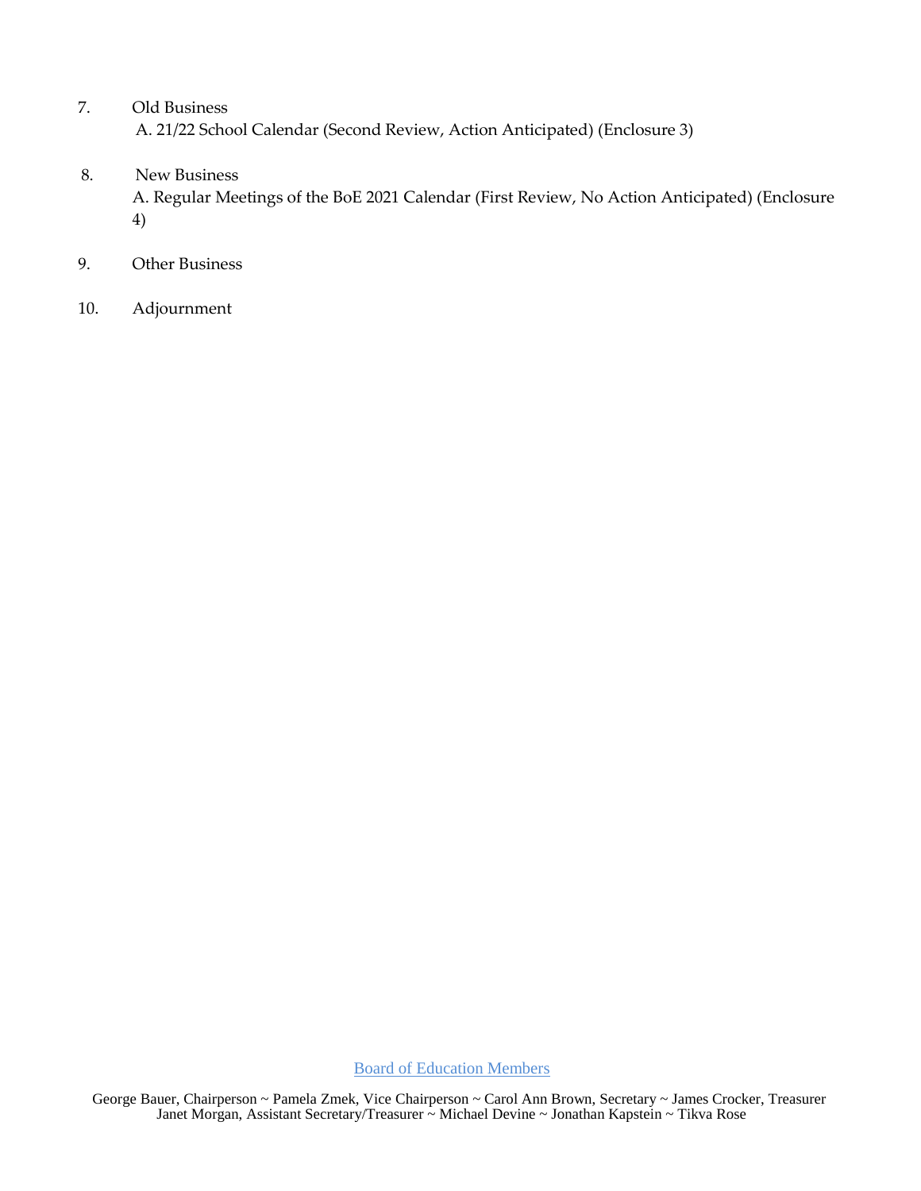7. Old Business
   A. 21/22 School Calendar (Second Review, Action Anticipated) (Enclosure 3)

8. New Business
   A. Regular Meetings of the BoE 2021 Calendar (First Review, No Action Anticipated) (Enclosure 4)

9. Other Business

10. Adjournment

Board of Education Members

George Bauer, Chairperson ~ Pamela Zmek, Vice Chairperson ~ Carol Ann Brown, Secretary ~ James Crocker, Treasurer
Janet Morgan, Assistant Secretary/Treasurer ~ Michael Devine ~ Jonathan Kapstein ~ Tikva Rose